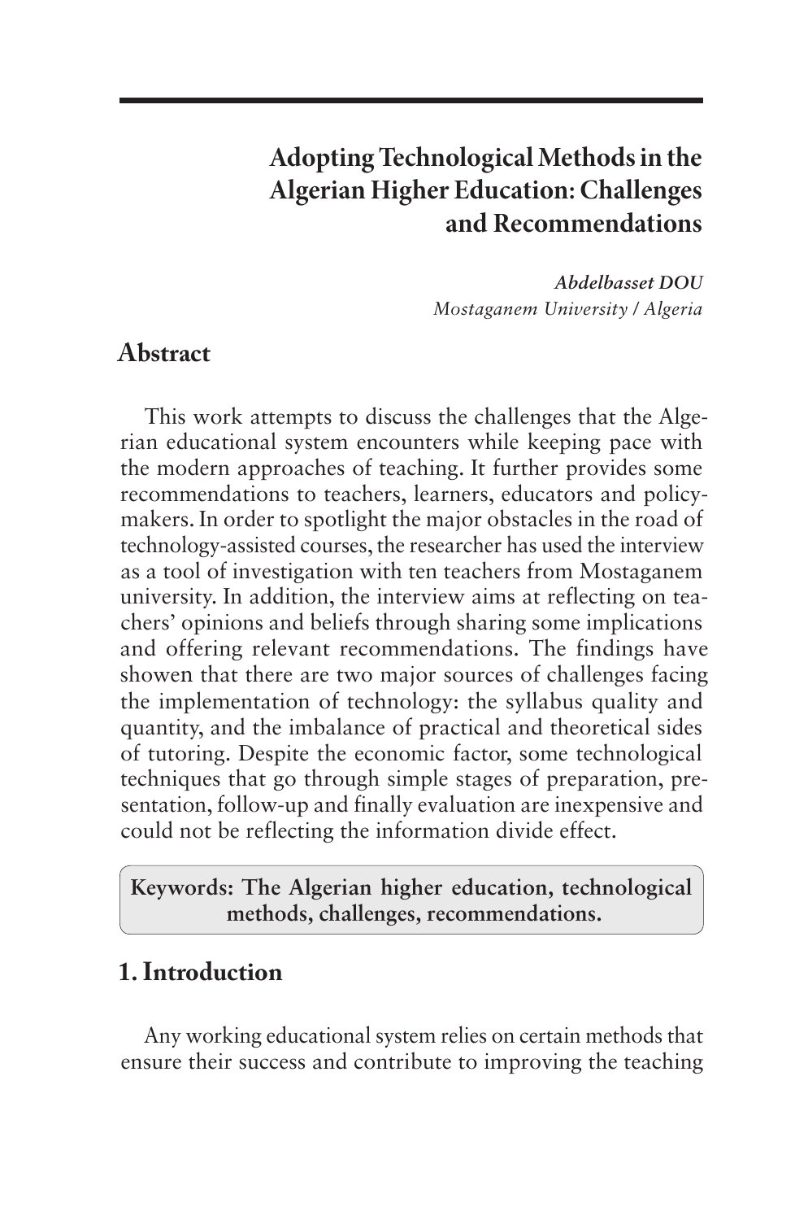# Adopting Technological Methods in the Algerian Higher Education: Challenges and Recommendations

***Abdelbasset DOU***
*Mostaganem University / Algeria*

## Abstract

This work attempts to discuss the challenges that the Algerian educational system encounters while keeping pace with the modern approaches of teaching. It further provides some recommendations to teachers, learners, educators and policy-makers. In order to spotlight the major obstacles in the road of technology-assisted courses, the researcher has used the interview as a tool of investigation with ten teachers from Mostaganem university. In addition, the interview aims at reflecting on teachers' opinions and beliefs through sharing some implications and offering relevant recommendations. The findings have showen that there are two major sources of challenges facing the implementation of technology: the syllabus quality and quantity, and the imbalance of practical and theoretical sides of tutoring. Despite the economic factor, some technological techniques that go through simple stages of preparation, presentation, follow-up and finally evaluation are inexpensive and could not be reflecting the information divide effect.

**Keywords: The Algerian higher education, technological methods, challenges, recommendations.**

## 1. Introduction

Any working educational system relies on certain methods that ensure their success and contribute to improving the teaching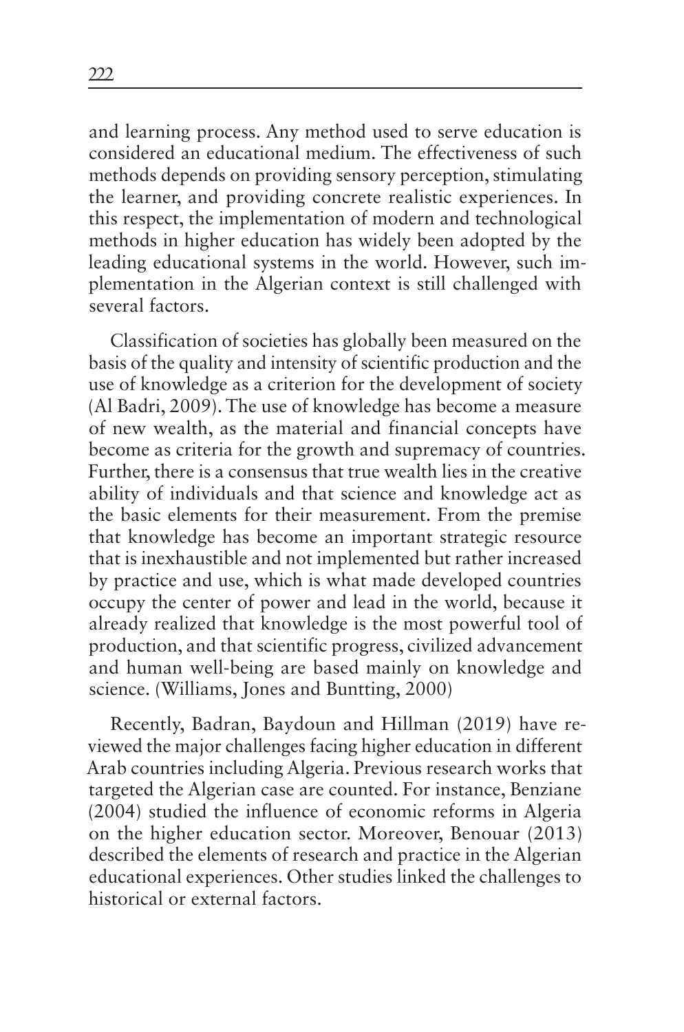and learning process. Any method used to serve education is considered an educational medium. The effectiveness of such methods depends on providing sensory perception, stimulating the learner, and providing concrete realistic experiences. In this respect, the implementation of modern and technological methods in higher education has widely been adopted by the leading educational systems in the world. However, such implementation in the Algerian context is still challenged with several factors.

Classification of societies has globally been measured on the basis of the quality and intensity of scientific production and the use of knowledge as a criterion for the development of society (Al Badri, 2009). The use of knowledge has become a measure of new wealth, as the material and financial concepts have become as criteria for the growth and supremacy of countries. Further, there is a consensus that true wealth lies in the creative ability of individuals and that science and knowledge act as the basic elements for their measurement. From the premise that knowledge has become an important strategic resource that is inexhaustible and not implemented but rather increased by practice and use, which is what made developed countries occupy the center of power and lead in the world, because it already realized that knowledge is the most powerful tool of production, and that scientific progress, civilized advancement and human well-being are based mainly on knowledge and science. (Williams, Jones and Buntting, 2000)

Recently, Badran, Baydoun and Hillman (2019) have reviewed the major challenges facing higher education in different Arab countries including Algeria. Previous research works that targeted the Algerian case are counted. For instance, Benziane (2004) studied the influence of economic reforms in Algeria on the higher education sector. Moreover, Benouar (2013) described the elements of research and practice in the Algerian educational experiences. Other studies linked the challenges to historical or external factors.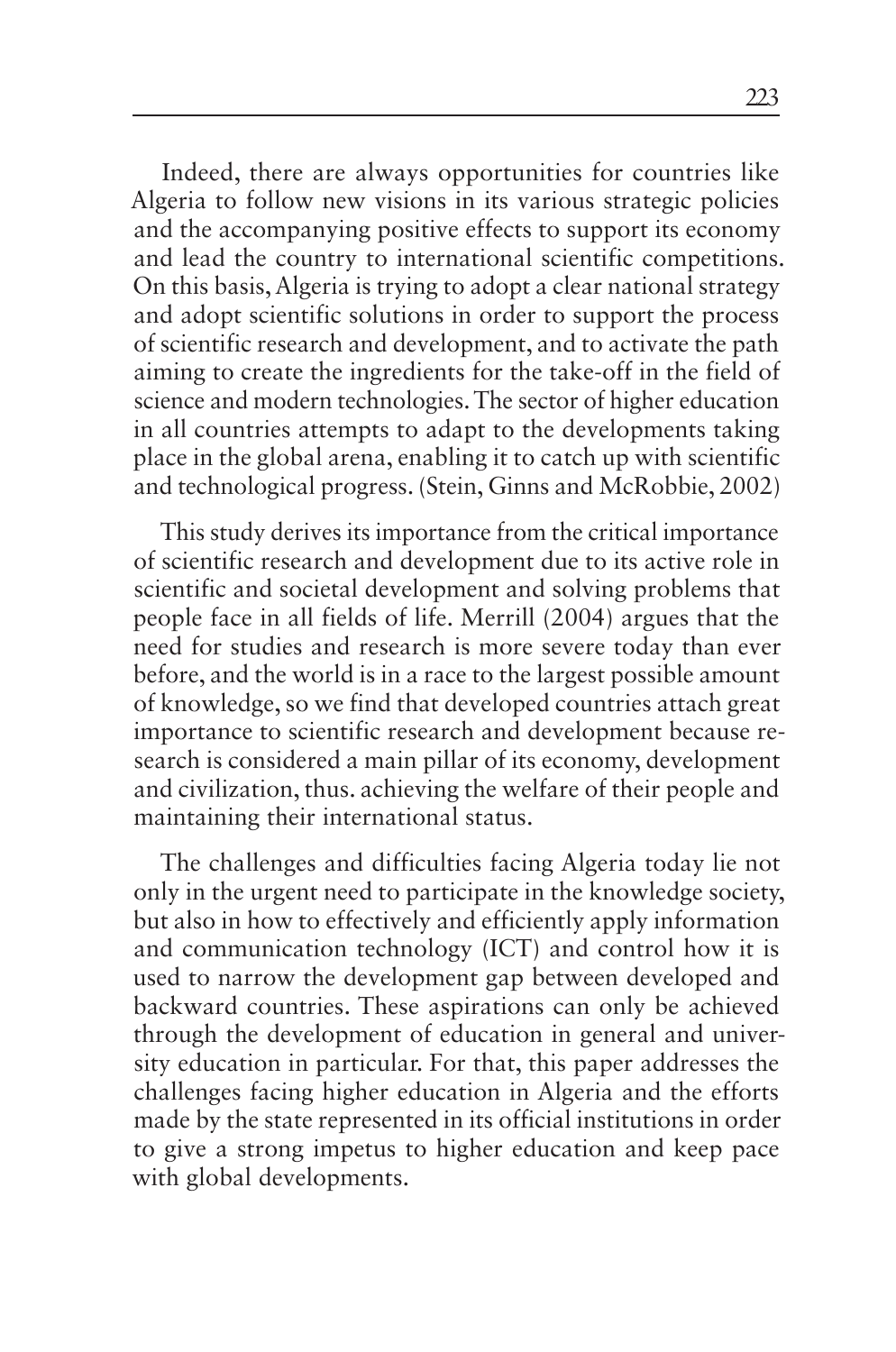Indeed, there are always opportunities for countries like Algeria to follow new visions in its various strategic policies and the accompanying positive effects to support its economy and lead the country to international scientific competitions. On this basis, Algeria is trying to adopt a clear national strategy and adopt scientific solutions in order to support the process of scientific research and development, and to activate the path aiming to create the ingredients for the take-off in the field of science and modern technologies. The sector of higher education in all countries attempts to adapt to the developments taking place in the global arena, enabling it to catch up with scientific and technological progress. (Stein, Ginns and McRobbie, 2002)

This study derives its importance from the critical importance of scientific research and development due to its active role in scientific and societal development and solving problems that people face in all fields of life. Merrill (2004) argues that the need for studies and research is more severe today than ever before, and the world is in a race to the largest possible amount of knowledge, so we find that developed countries attach great importance to scientific research and development because research is considered a main pillar of its economy, development and civilization, thus. achieving the welfare of their people and maintaining their international status.

The challenges and difficulties facing Algeria today lie not only in the urgent need to participate in the knowledge society, but also in how to effectively and efficiently apply information and communication technology (ICT) and control how it is used to narrow the development gap between developed and backward countries. These aspirations can only be achieved through the development of education in general and university education in particular. For that, this paper addresses the challenges facing higher education in Algeria and the efforts made by the state represented in its official institutions in order to give a strong impetus to higher education and keep pace with global developments.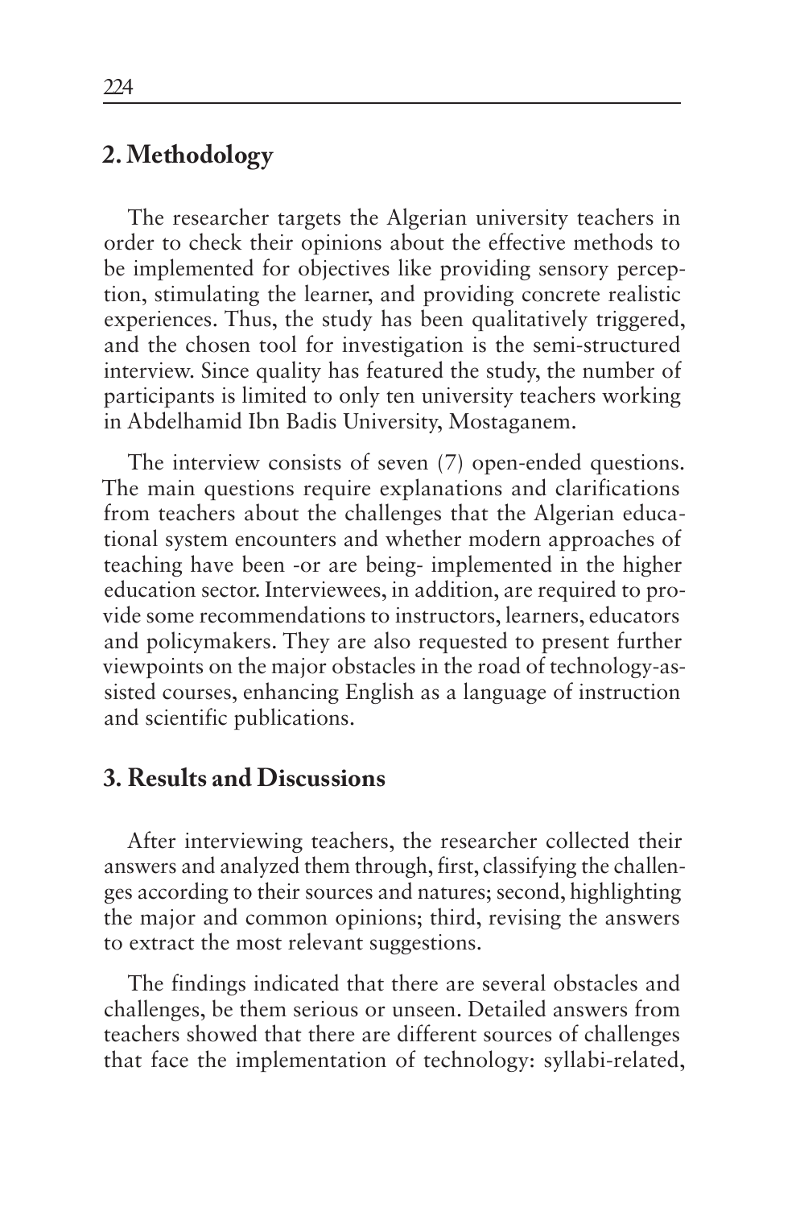## 2. Methodology

The researcher targets the Algerian university teachers in order to check their opinions about the effective methods to be implemented for objectives like providing sensory perception, stimulating the learner, and providing concrete realistic experiences. Thus, the study has been qualitatively triggered, and the chosen tool for investigation is the semi-structured interview. Since quality has featured the study, the number of participants is limited to only ten university teachers working in Abdelhamid Ibn Badis University, Mostaganem.

The interview consists of seven (7) open-ended questions. The main questions require explanations and clarifications from teachers about the challenges that the Algerian educational system encounters and whether modern approaches of teaching have been -or are being- implemented in the higher education sector. Interviewees, in addition, are required to provide some recommendations to instructors, learners, educators and policymakers. They are also requested to present further viewpoints on the major obstacles in the road of technology-assisted courses, enhancing English as a language of instruction and scientific publications.

## 3. Results and Discussions

After interviewing teachers, the researcher collected their answers and analyzed them through, first, classifying the challenges according to their sources and natures; second, highlighting the major and common opinions; third, revising the answers to extract the most relevant suggestions.

The findings indicated that there are several obstacles and challenges, be them serious or unseen. Detailed answers from teachers showed that there are different sources of challenges that face the implementation of technology: syllabi-related,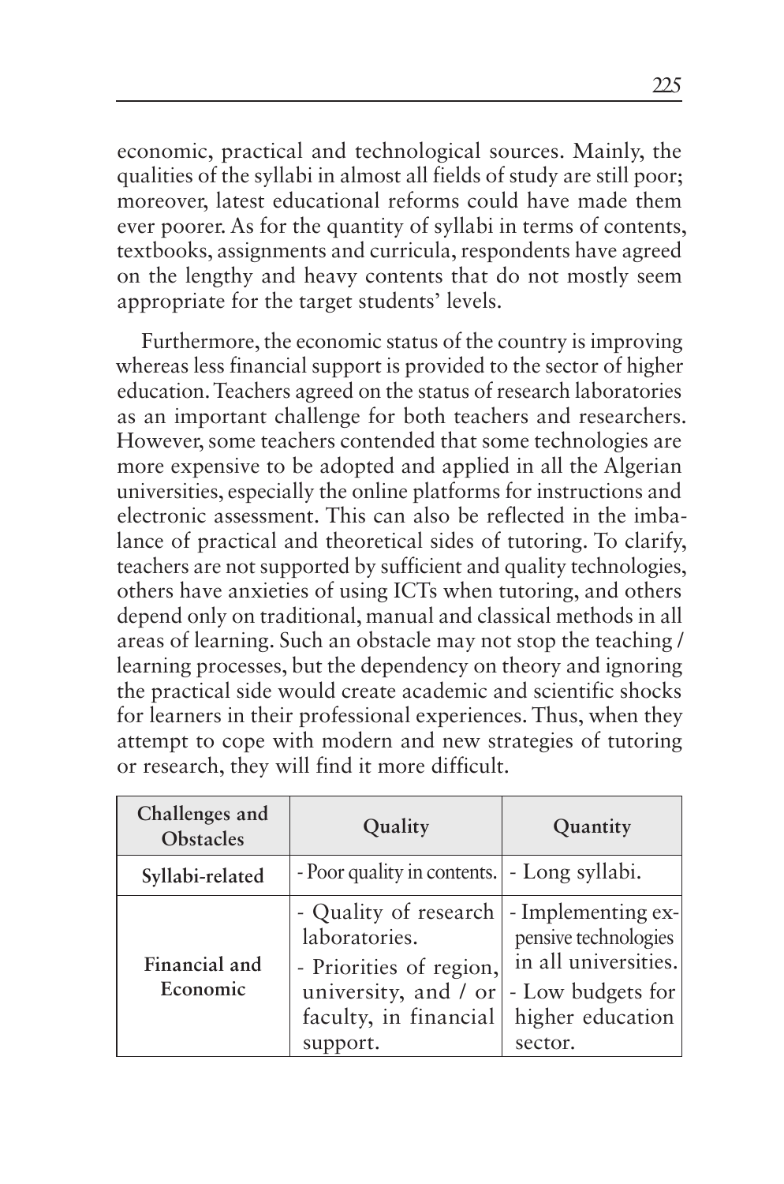economic, practical and technological sources. Mainly, the qualities of the syllabi in almost all fields of study are still poor; moreover, latest educational reforms could have made them ever poorer. As for the quantity of syllabi in terms of contents, textbooks, assignments and curricula, respondents have agreed on the lengthy and heavy contents that do not mostly seem appropriate for the target students' levels.

Furthermore, the economic status of the country is improving whereas less financial support is provided to the sector of higher education. Teachers agreed on the status of research laboratories as an important challenge for both teachers and researchers. However, some teachers contended that some technologies are more expensive to be adopted and applied in all the Algerian universities, especially the online platforms for instructions and electronic assessment. This can also be reflected in the imbalance of practical and theoretical sides of tutoring. To clarify, teachers are not supported by sufficient and quality technologies, others have anxieties of using ICTs when tutoring, and others depend only on traditional, manual and classical methods in all areas of learning. Such an obstacle may not stop the teaching / learning processes, but the dependency on theory and ignoring the practical side would create academic and scientific shocks for learners in their professional experiences. Thus, when they attempt to cope with modern and new strategies of tutoring or research, they will find it more difficult.

| Challenges and Obstacles | Quality | Quantity |
|---|---|---|
| Syllabi-related | - Poor quality in contents. | - Long syllabi. |
| Financial and Economic | - Quality of research laboratories.<br>- Priorities of region, university, and / or faculty, in financial support. | - Implementing expensive technologies in all universities.<br>- Low budgets for higher education sector. |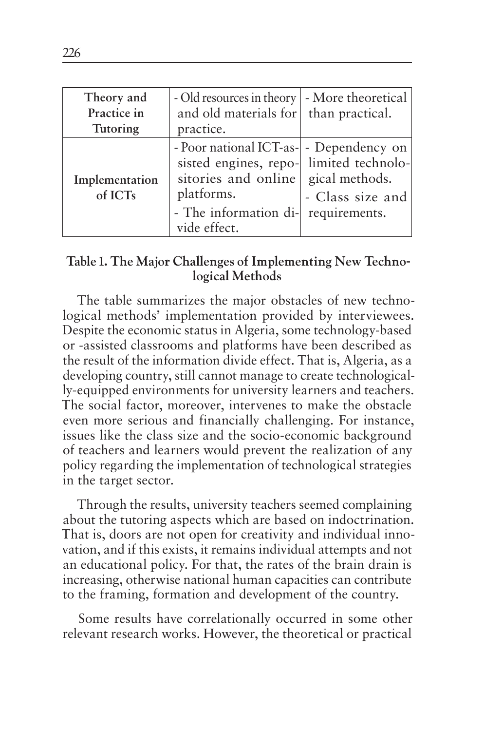| Theory and Practice in Tutoring | - Old resources in theory and old materials for practice. | - More theoretical than practical. |
|---|---|---|
| Implementation of ICTs | - Poor national ICT-assisted engines, repositories and online platforms.<br>- The information divide effect. | - Dependency on limited technological methods.<br>- Class size and requirements. |

**Table 1. The Major Challenges of Implementing New Technological Methods**

The table summarizes the major obstacles of new technological methods' implementation provided by interviewees. Despite the economic status in Algeria, some technology-based or -assisted classrooms and platforms have been described as the result of the information divide effect. That is, Algeria, as a developing country, still cannot manage to create technologically-equipped environments for university learners and teachers. The social factor, moreover, intervenes to make the obstacle even more serious and financially challenging. For instance, issues like the class size and the socio-economic background of teachers and learners would prevent the realization of any policy regarding the implementation of technological strategies in the target sector.

Through the results, university teachers seemed complaining about the tutoring aspects which are based on indoctrination. That is, doors are not open for creativity and individual innovation, and if this exists, it remains individual attempts and not an educational policy. For that, the rates of the brain drain is increasing, otherwise national human capacities can contribute to the framing, formation and development of the country.

Some results have correlationally occurred in some other relevant research works. However, the theoretical or practical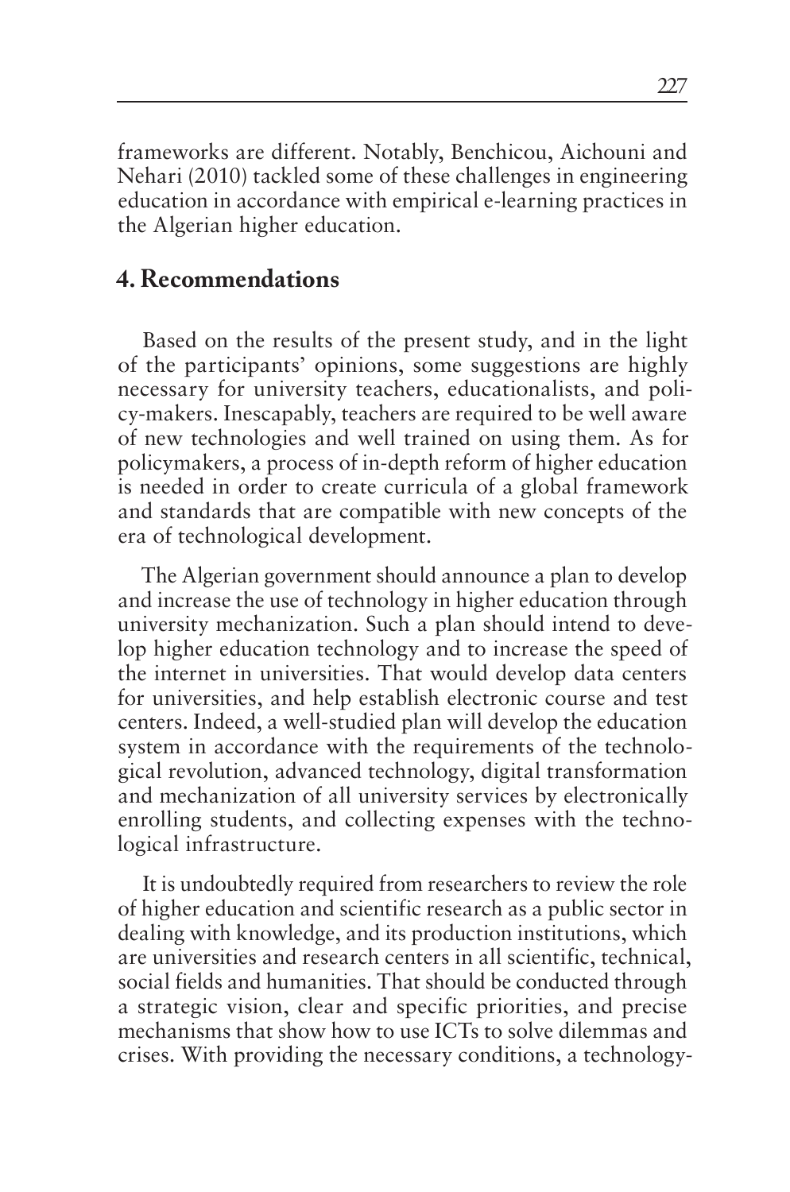frameworks are different. Notably, Benchicou, Aichouni and Nehari (2010) tackled some of these challenges in engineering education in accordance with empirical e-learning practices in the Algerian higher education.

## 4. Recommendations

Based on the results of the present study, and in the light of the participants' opinions, some suggestions are highly necessary for university teachers, educationalists, and policy-makers. Inescapably, teachers are required to be well aware of new technologies and well trained on using them. As for policymakers, a process of in-depth reform of higher education is needed in order to create curricula of a global framework and standards that are compatible with new concepts of the era of technological development.

The Algerian government should announce a plan to develop and increase the use of technology in higher education through university mechanization. Such a plan should intend to develop higher education technology and to increase the speed of the internet in universities. That would develop data centers for universities, and help establish electronic course and test centers. Indeed, a well-studied plan will develop the education system in accordance with the requirements of the technological revolution, advanced technology, digital transformation and mechanization of all university services by electronically enrolling students, and collecting expenses with the technological infrastructure.

It is undoubtedly required from researchers to review the role of higher education and scientific research as a public sector in dealing with knowledge, and its production institutions, which are universities and research centers in all scientific, technical, social fields and humanities. That should be conducted through a strategic vision, clear and specific priorities, and precise mechanisms that show how to use ICTs to solve dilemmas and crises. With providing the necessary conditions, a technology-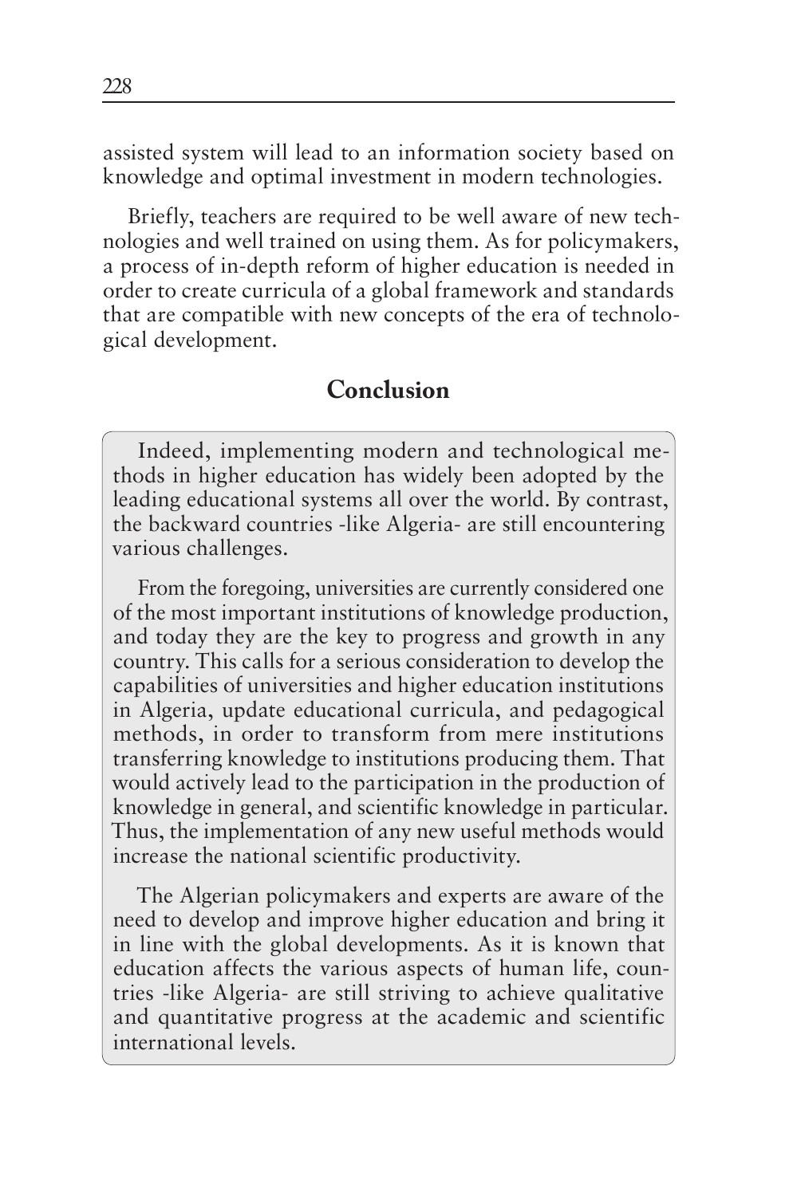assisted system will lead to an information society based on knowledge and optimal investment in modern technologies.

Briefly, teachers are required to be well aware of new technologies and well trained on using them. As for policymakers, a process of in-depth reform of higher education is needed in order to create curricula of a global framework and standards that are compatible with new concepts of the era of technological development.

## Conclusion

Indeed, implementing modern and technological methods in higher education has widely been adopted by the leading educational systems all over the world. By contrast, the backward countries -like Algeria- are still encountering various challenges.

From the foregoing, universities are currently considered one of the most important institutions of knowledge production, and today they are the key to progress and growth in any country. This calls for a serious consideration to develop the capabilities of universities and higher education institutions in Algeria, update educational curricula, and pedagogical methods, in order to transform from mere institutions transferring knowledge to institutions producing them. That would actively lead to the participation in the production of knowledge in general, and scientific knowledge in particular. Thus, the implementation of any new useful methods would increase the national scientific productivity.

The Algerian policymakers and experts are aware of the need to develop and improve higher education and bring it in line with the global developments. As it is known that education affects the various aspects of human life, countries -like Algeria- are still striving to achieve qualitative and quantitative progress at the academic and scientific international levels.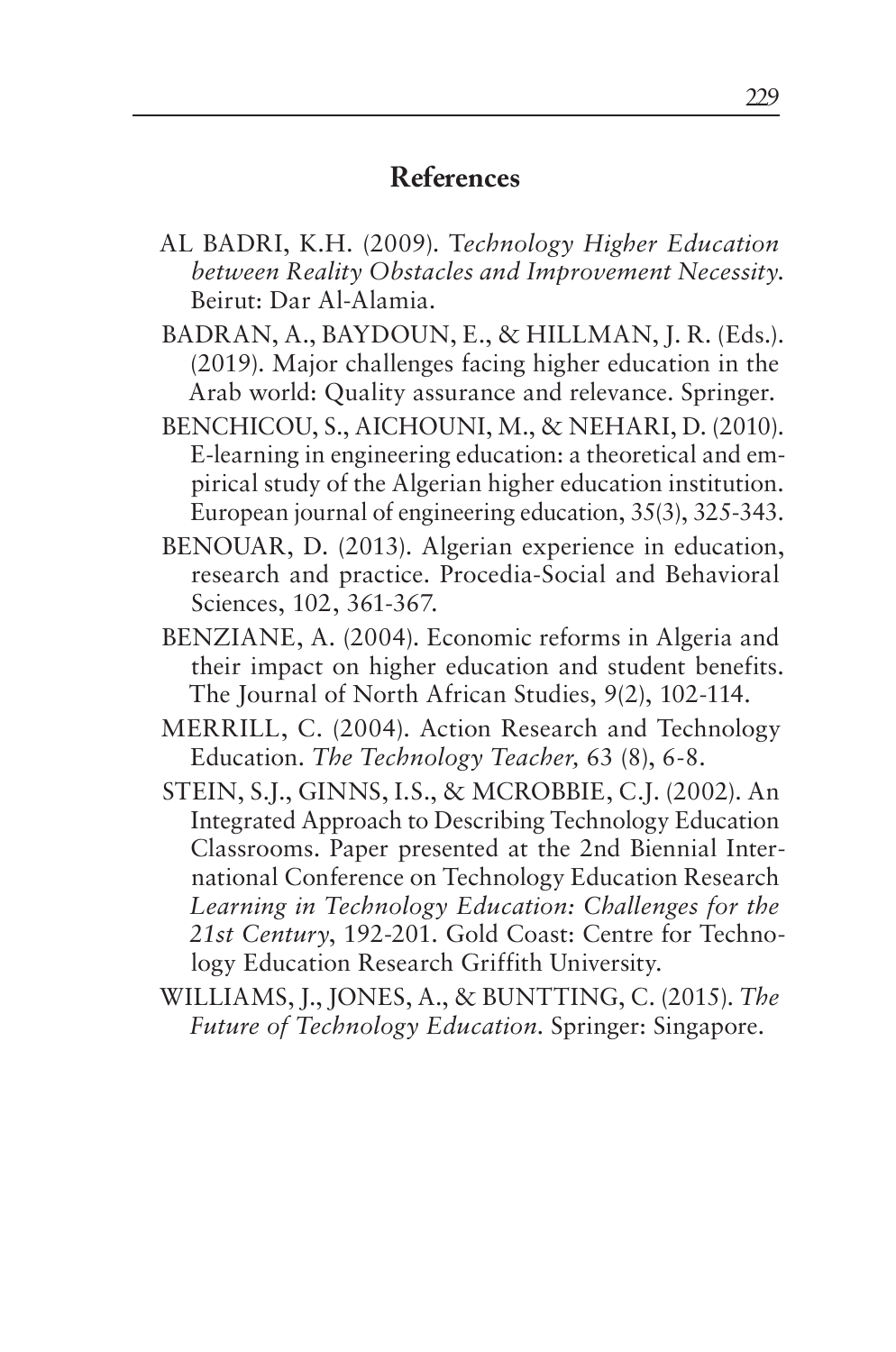## References

AL BADRI, K.H. (2009). *Technology Higher Education between Reality Obstacles and Improvement Necessity.* Beirut: Dar Al-Alamia.

BADRAN, A., BAYDOUN, E., & HILLMAN, J. R. (Eds.). (2019). Major challenges facing higher education in the Arab world: Quality assurance and relevance. Springer.

BENCHICOU, S., AICHOUNI, M., & NEHARI, D. (2010). E-learning in engineering education: a theoretical and empirical study of the Algerian higher education institution. European journal of engineering education, 35(3), 325-343.

BENOUAR, D. (2013). Algerian experience in education, research and practice. Procedia-Social and Behavioral Sciences, 102, 361-367.

BENZIANE, A. (2004). Economic reforms in Algeria and their impact on higher education and student benefits. The Journal of North African Studies, 9(2), 102-114.

MERRILL, C. (2004). Action Research and Technology Education. *The Technology Teacher,* 63 (8), 6-8.

STEIN, S.J., GINNS, I.S., & MCROBBIE, C.J. (2002). An Integrated Approach to Describing Technology Education Classrooms. Paper presented at the 2nd Biennial International Conference on Technology Education Research *Learning in Technology Education: Challenges for the 21st Century*, 192-201. Gold Coast: Centre for Technology Education Research Griffith University.

WILLIAMS, J., JONES, A., & BUNTTING, C. (2015). *The Future of Technology Education.* Springer: Singapore.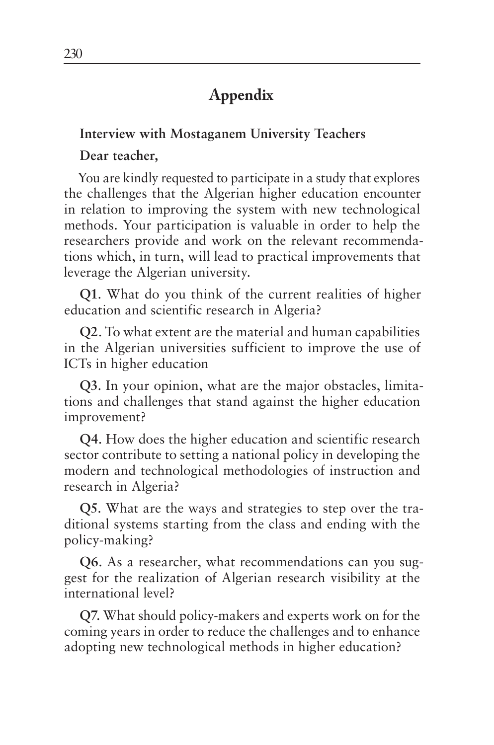# Appendix

**Interview with Mostaganem University Teachers**

**Dear teacher,**

You are kindly requested to participate in a study that explores the challenges that the Algerian higher education encounter in relation to improving the system with new technological methods. Your participation is valuable in order to help the researchers provide and work on the relevant recommendations which, in turn, will lead to practical improvements that leverage the Algerian university.

**Q1.** What do you think of the current realities of higher education and scientific research in Algeria?

**Q2.** To what extent are the material and human capabilities in the Algerian universities sufficient to improve the use of ICTs in higher education

**Q3.** In your opinion, what are the major obstacles, limitations and challenges that stand against the higher education improvement?

**Q4.** How does the higher education and scientific research sector contribute to setting a national policy in developing the modern and technological methodologies of instruction and research in Algeria?

**Q5.** What are the ways and strategies to step over the traditional systems starting from the class and ending with the policy-making?

**Q6.** As a researcher, what recommendations can you suggest for the realization of Algerian research visibility at the international level?

**Q7.** What should policy-makers and experts work on for the coming years in order to reduce the challenges and to enhance adopting new technological methods in higher education?